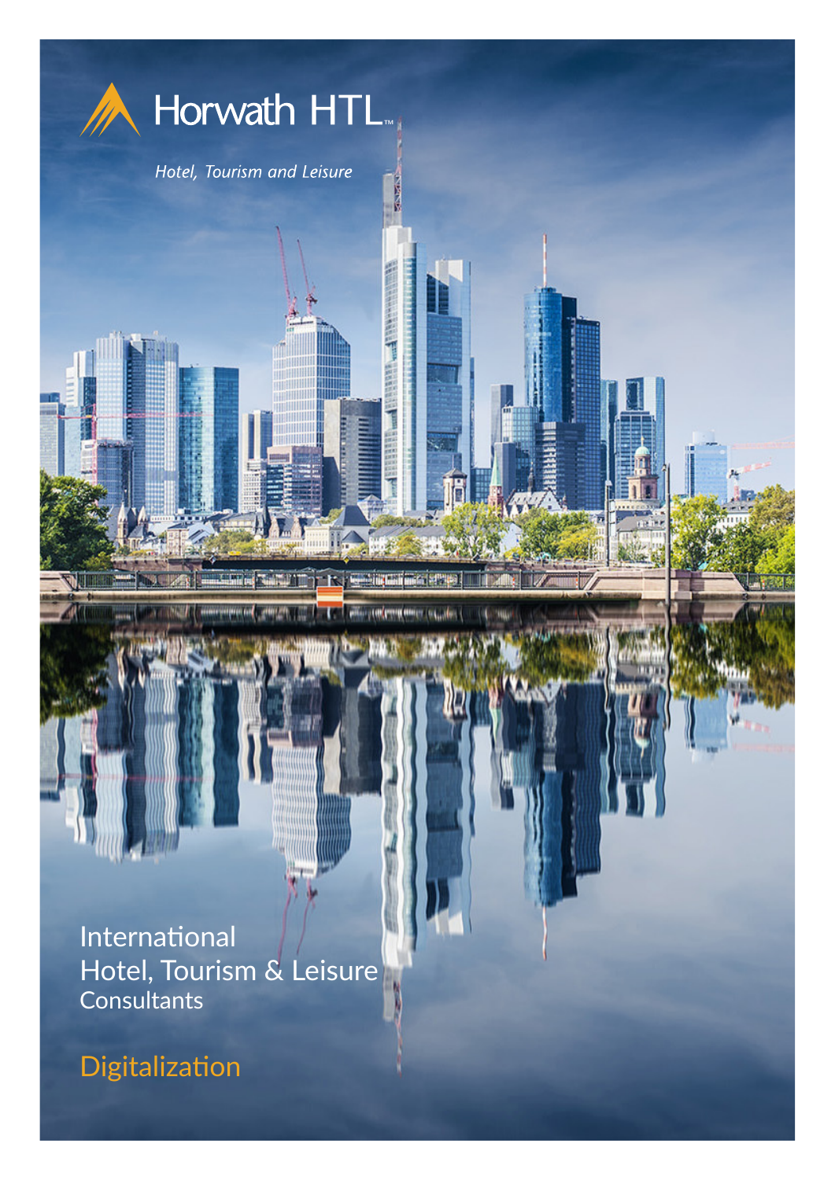Horwath HTL™

*Hotel, Tourism and Leisure*

# International Hotel, Tourism & Leisure Consultants

## Digitalization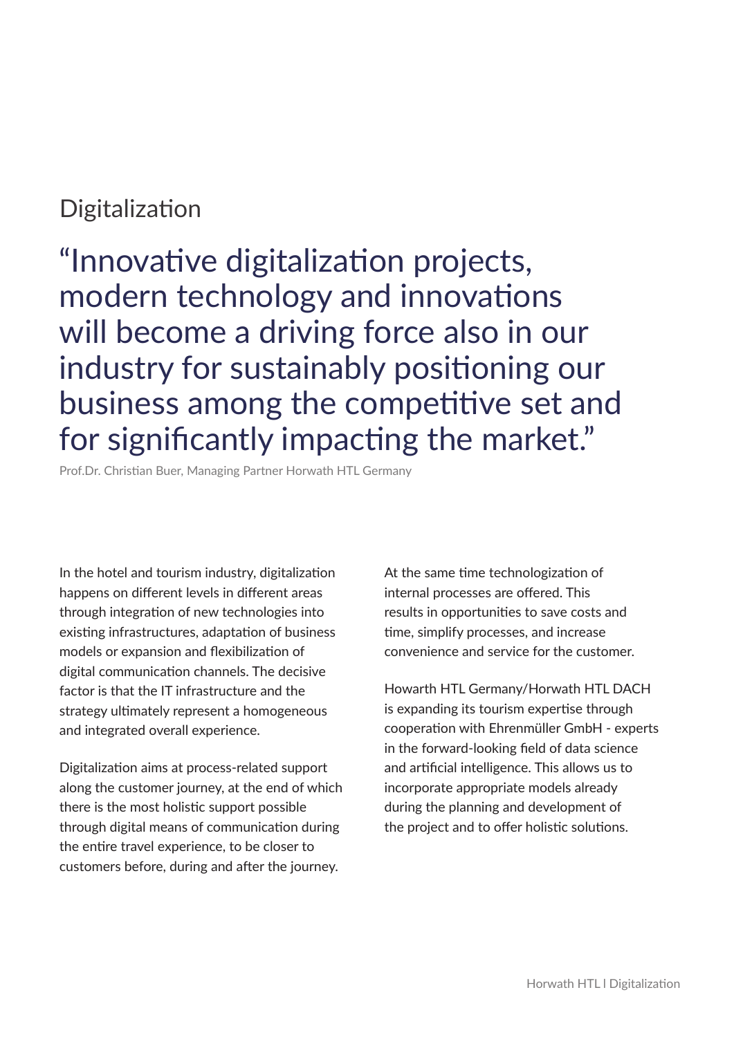## Digitalization

# “Innovative digitalization projects, modern technology and innovations will become a driving force also in our industry for sustainably positioning our business among the competitive set and for significantly impacting the market.”

Prof.Dr. Christian Buer, Managing Partner Horwath HTL Germany

In the hotel and tourism industry, digitalization happens on different levels in different areas through integration of new technologies into existing infrastructures, adaptation of business models or expansion and flexibilization of digital communication channels. The decisive factor is that the IT infrastructure and the strategy ultimately represent a homogeneous and integrated overall experience.

Digitalization aims at process-related support along the customer journey, at the end of which there is the most holistic support possible through digital means of communication during the entire travel experience, to be closer to customers before, during and after the journey.

At the same time technologization of internal processes are offered. This results in opportunities to save costs and time, simplify processes, and increase convenience and service for the customer.

Howarth HTL Germany/Horwath HTL DACH is expanding its tourism expertise through cooperation with Ehrenmüller GmbH - experts in the forward-looking field of data science and artificial intelligence. This allows us to incorporate appropriate models already during the planning and development of the project and to offer holistic solutions.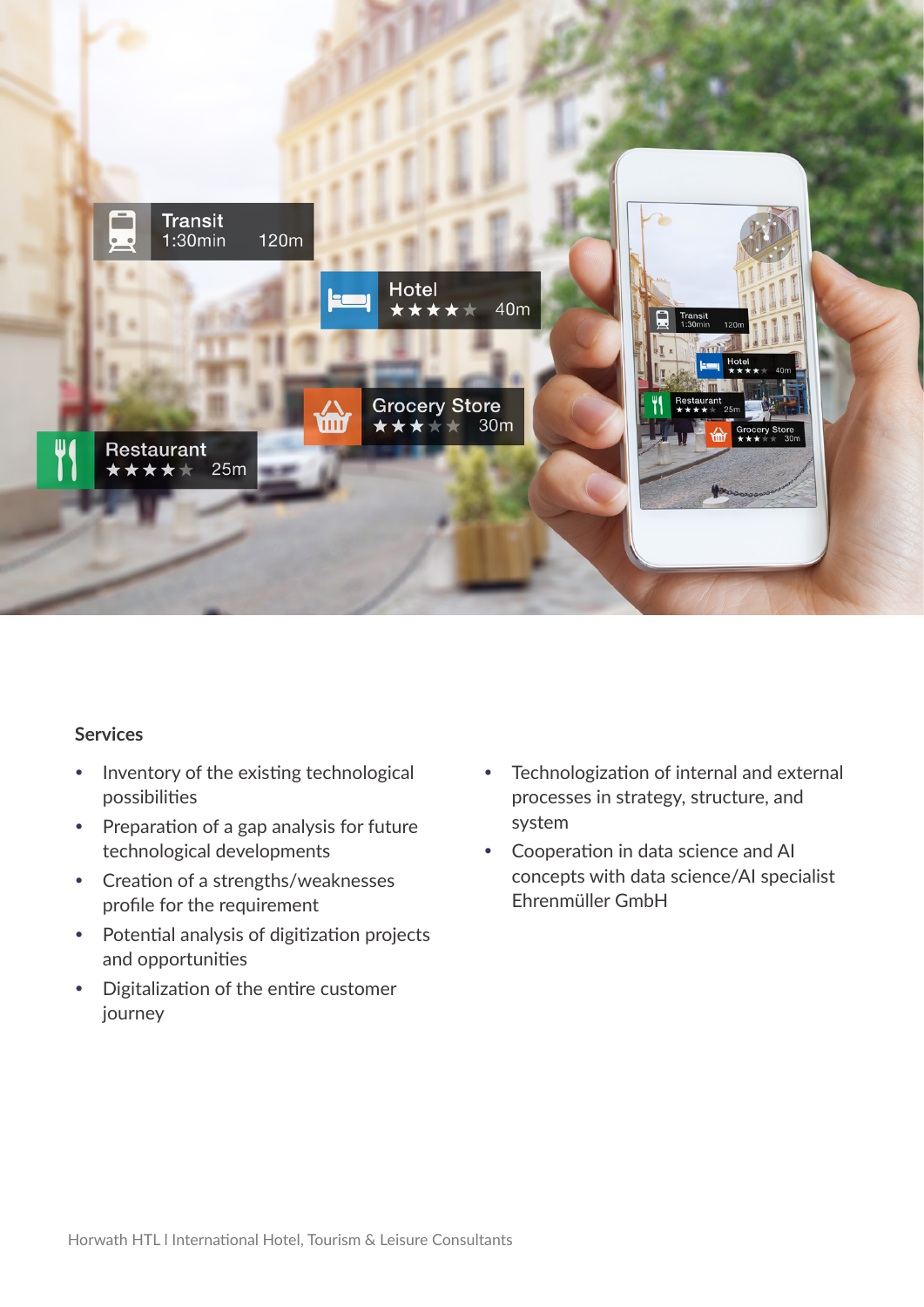## Services

- Inventory of the existing technological possibilities
- Preparation of a gap analysis for future technological developments
- Creation of a strengths/weaknesses profile for the requirement
- Potential analysis of digitization projects and opportunities
- Digitalization of the entire customer journey
- Technologization of internal and external processes in strategy, structure, and system
- Cooperation in data science and AI concepts with data science/AI specialist Ehrenmüller GmbH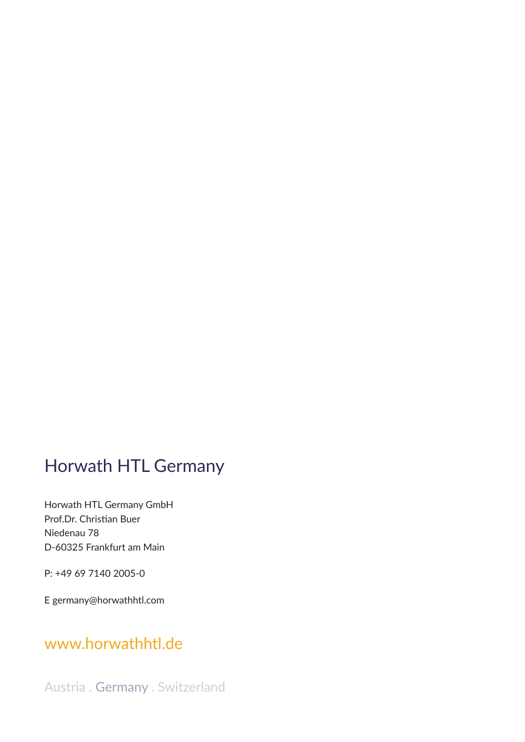# Horwath HTL Germany

Horwath HTL Germany GmbH
Prof.Dr. Christian Buer
Niedenau 78
D-60325 Frankfurt am Main

P: +49 69 7140 2005-0

E germany@horwathhtl.com

## www.horwathhtl.de

Austria . Germany . Switzerland